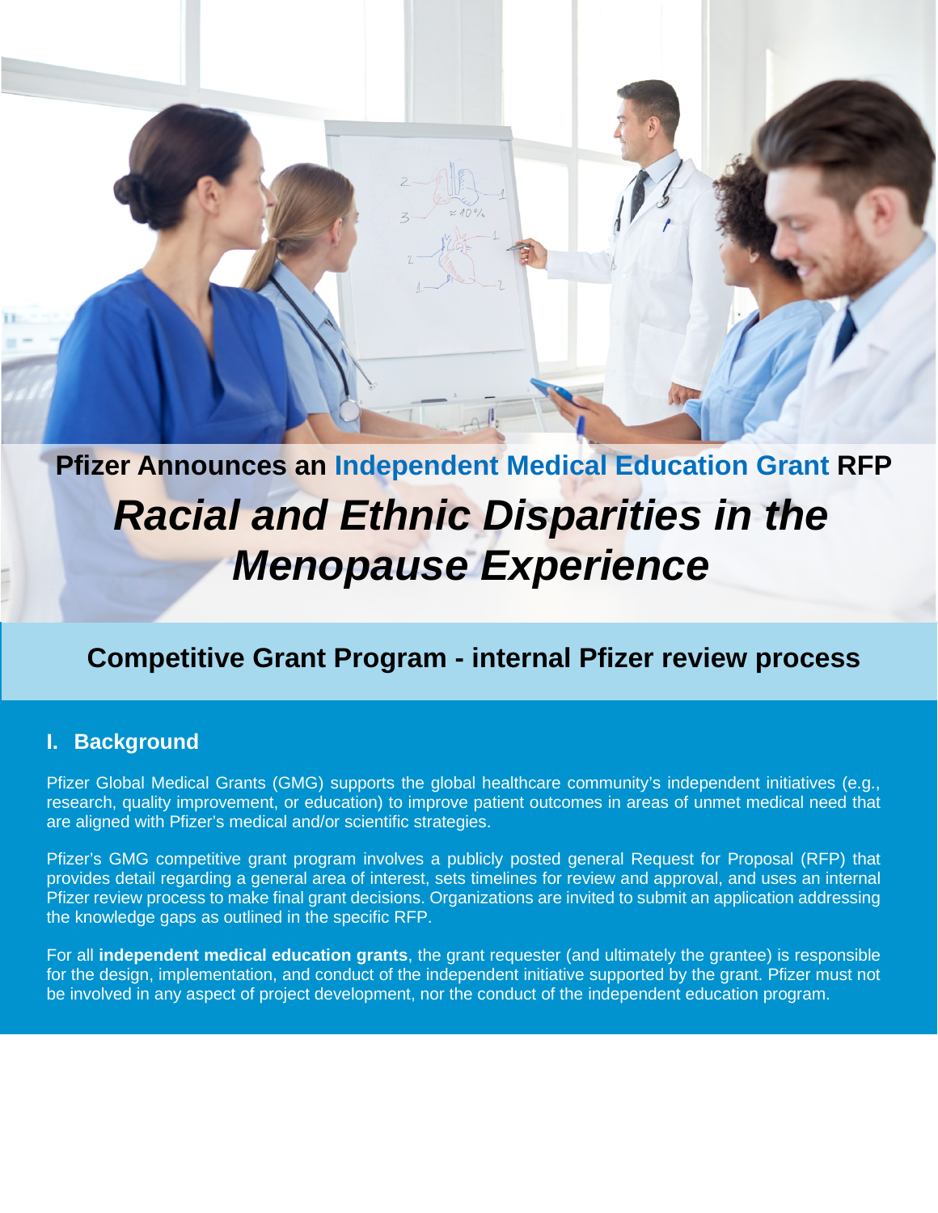**Pfizer Announces an Independent Medical Education Grant RFP**

# *Racial and Ethnic Disparities in the Menopause Experience*

## Competitive Grant Program - internal Pfizer review process

### I. Background

Pfizer Global Medical Grants (GMG) supports the global healthcare community's independent initiatives (e.g., research, quality improvement, or education) to improve patient outcomes in areas of unmet medical need that are aligned with Pfizer's medical and/or scientific strategies.

Pfizer's GMG competitive grant program involves a publicly posted general Request for Proposal (RFP) that provides detail regarding a general area of interest, sets timelines for review and approval, and uses an internal Pfizer review process to make final grant decisions. Organizations are invited to submit an application addressing the knowledge gaps as outlined in the specific RFP.

For all **independent medical education grants**, the grant requester (and ultimately the grantee) is responsible for the design, implementation, and conduct of the independent initiative supported by the grant. Pfizer must not be involved in any aspect of project development, nor the conduct of the independent education program.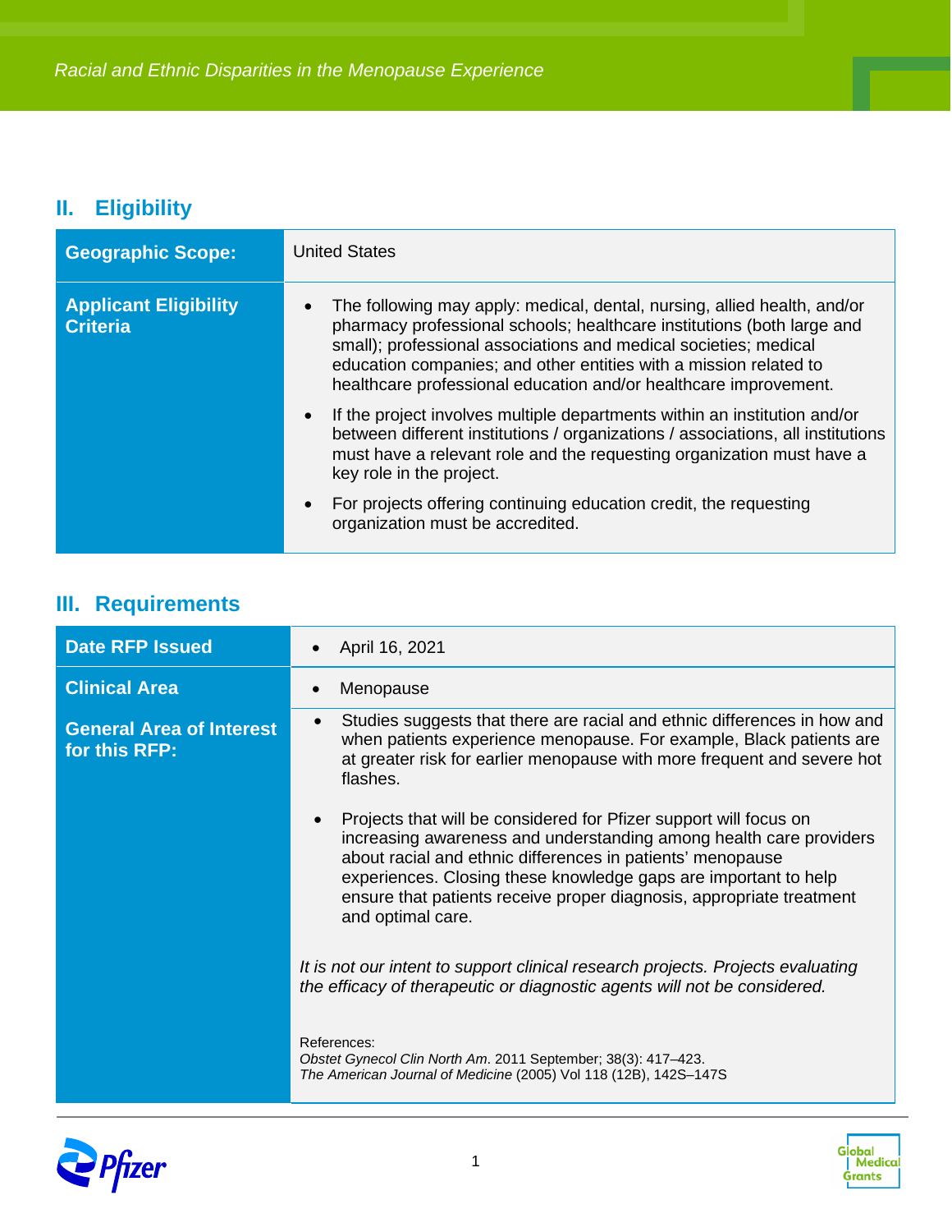## II. Eligibility

| | |
|---|---|
| **Geographic Scope:** | United States |
| **Applicant Eligibility Criteria** | • The following may apply: medical, dental, nursing, allied health, and/or pharmacy professional schools; healthcare institutions (both large and small); professional associations and medical societies; medical education companies; and other entities with a mission related to healthcare professional education and/or healthcare improvement.<br>• If the project involves multiple departments within an institution and/or between different institutions / organizations / associations, all institutions must have a relevant role and the requesting organization must have a key role in the project.<br>• For projects offering continuing education credit, the requesting organization must be accredited. |

## III. Requirements

| | |
|---|---|
| **Date RFP Issued** | • April 16, 2021 |
| **Clinical Area** | • Menopause |
| **General Area of Interest for this RFP:** | • Studies suggests that there are racial and ethnic differences in how and when patients experience menopause. For example, Black patients are at greater risk for earlier menopause with more frequent and severe hot flashes.<br>• Projects that will be considered for Pfizer support will focus on increasing awareness and understanding among health care providers about racial and ethnic differences in patients' menopause experiences. Closing these knowledge gaps are important to help ensure that patients receive proper diagnosis, appropriate treatment and optimal care.<br><br>*It is not our intent to support clinical research projects. Projects evaluating the efficacy of therapeutic or diagnostic agents will not be considered.*<br><br>References:<br>*Obstet Gynecol Clin North Am*. 2011 September; 38(3): 417–423.<br>*The American Journal of Medicine* (2005) Vol 118 (12B), 142S–147S |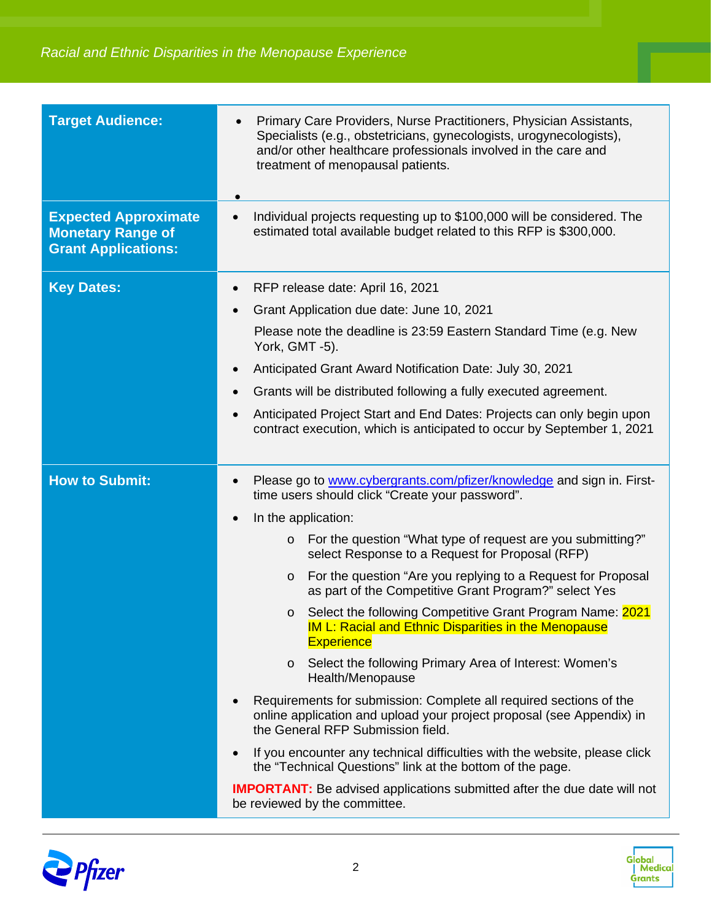| | |
|---|---|
| **Target Audience:** | • Primary Care Providers, Nurse Practitioners, Physician Assistants, Specialists (e.g., obstetricians, gynecologists, urogynecologists), and/or other healthcare professionals involved in the care and treatment of menopausal patients.<br>• |
| **Expected Approximate Monetary Range of Grant Applications:** | • Individual projects requesting up to $100,000 will be considered. The estimated total available budget related to this RFP is $300,000. |
| **Key Dates:** | • RFP release date: April 16, 2021<br>• Grant Application due date: June 10, 2021<br>Please note the deadline is 23:59 Eastern Standard Time (e.g. New York, GMT -5).<br>• Anticipated Grant Award Notification Date: July 30, 2021<br>• Grants will be distributed following a fully executed agreement.<br>• Anticipated Project Start and End Dates: Projects can only begin upon contract execution, which is anticipated to occur by September 1, 2021 |
| **How to Submit:** | • Please go to www.cybergrants.com/pfizer/knowledge and sign in. First-time users should click "Create your password".<br>• In the application:<br>  o For the question "What type of request are you submitting?" select Response to a Request for Proposal (RFP)<br>  o For the question "Are you replying to a Request for Proposal as part of the Competitive Grant Program?" select Yes<br>  o Select the following Competitive Grant Program Name: 2021 IM L: Racial and Ethnic Disparities in the Menopause Experience<br>  o Select the following Primary Area of Interest: Women's Health/Menopause<br>• Requirements for submission: Complete all required sections of the online application and upload your project proposal (see Appendix) in the General RFP Submission field.<br>• If you encounter any technical difficulties with the website, please click the "Technical Questions" link at the bottom of the page.<br>**IMPORTANT:** Be advised applications submitted after the due date will not be reviewed by the committee. |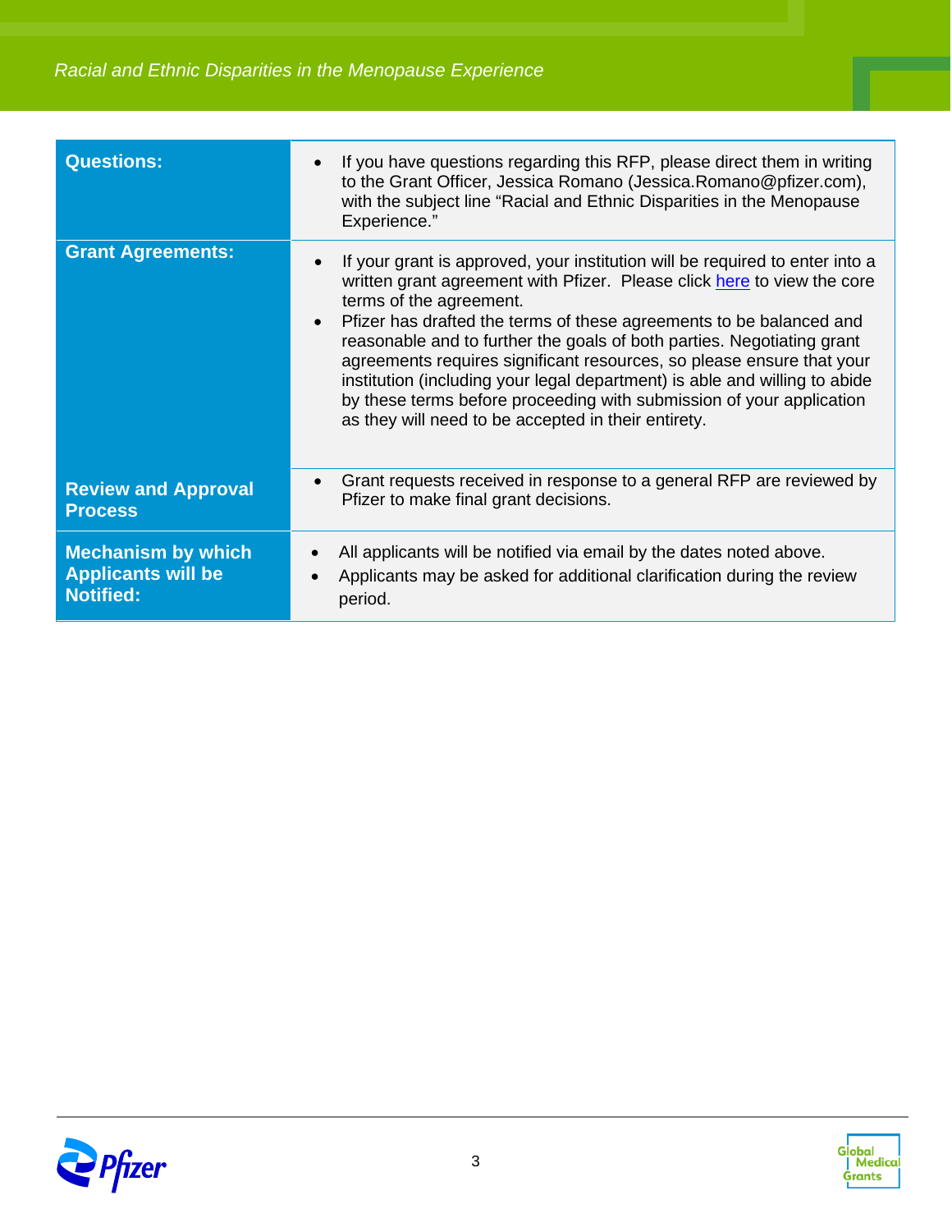| | |
|---|---|
| **Questions:** | • If you have questions regarding this RFP, please direct them in writing to the Grant Officer, Jessica Romano (Jessica.Romano@pfizer.com), with the subject line “Racial and Ethnic Disparities in the Menopause Experience.” |
| **Grant Agreements:** | • If your grant is approved, your institution will be required to enter into a written grant agreement with Pfizer. Please click [here](here) to view the core terms of the agreement.<br>• Pfizer has drafted the terms of these agreements to be balanced and reasonable and to further the goals of both parties. Negotiating grant agreements requires significant resources, so please ensure that your institution (including your legal department) is able and willing to abide by these terms before proceeding with submission of your application as they will need to be accepted in their entirety. |
| **Review and Approval Process** | • Grant requests received in response to a general RFP are reviewed by Pfizer to make final grant decisions. |
| **Mechanism by which Applicants will be Notified:** | • All applicants will be notified via email by the dates noted above.<br>• Applicants may be asked for additional clarification during the review period. |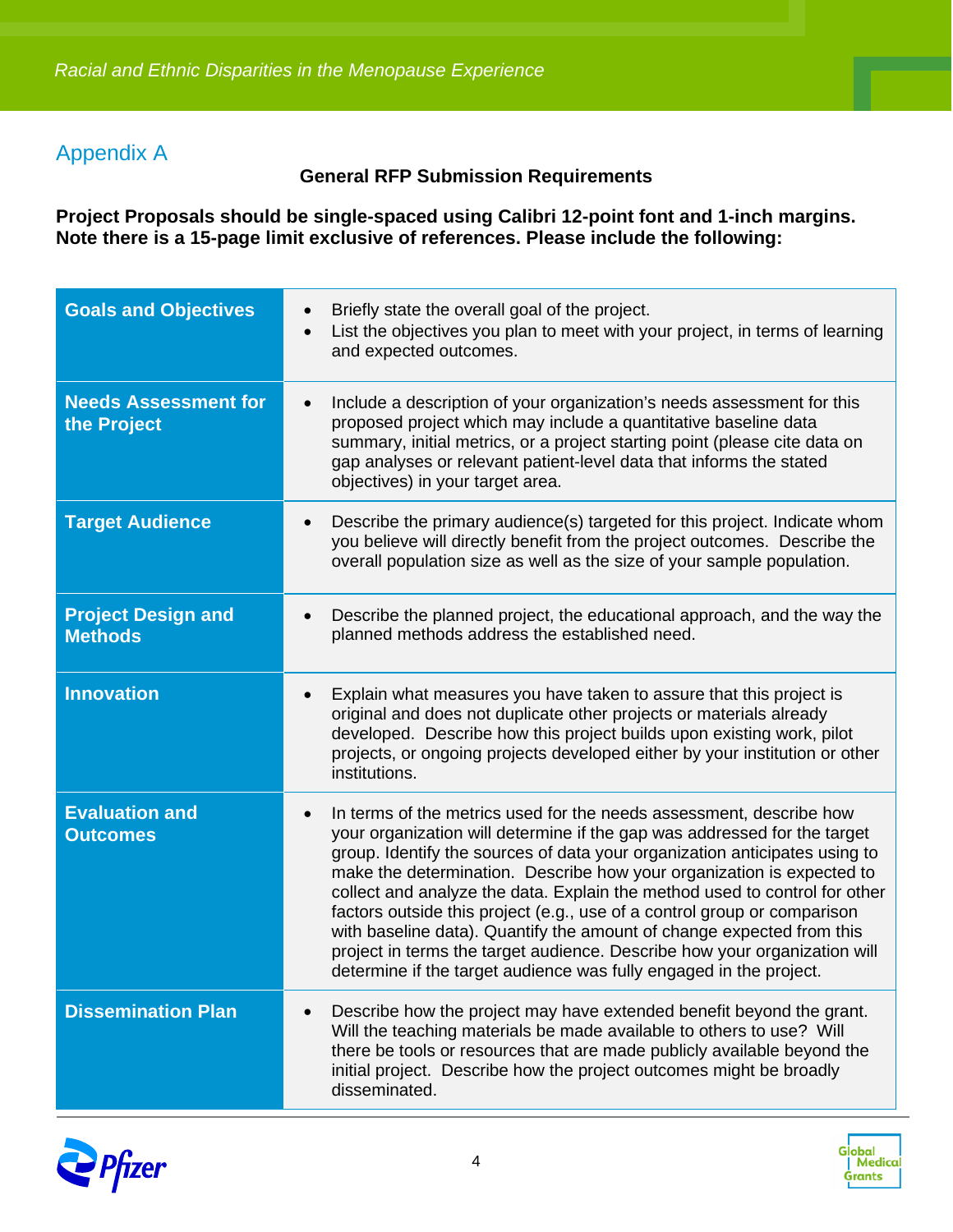## Appendix A

**General RFP Submission Requirements**

**Project Proposals should be single-spaced using Calibri 12-point font and 1-inch margins. Note there is a 15-page limit exclusive of references. Please include the following:**

| | |
|---|---|
| **Goals and Objectives** | • Briefly state the overall goal of the project.<br>• List the objectives you plan to meet with your project, in terms of learning and expected outcomes. |
| **Needs Assessment for the Project** | • Include a description of your organization's needs assessment for this proposed project which may include a quantitative baseline data summary, initial metrics, or a project starting point (please cite data on gap analyses or relevant patient-level data that informs the stated objectives) in your target area. |
| **Target Audience** | • Describe the primary audience(s) targeted for this project. Indicate whom you believe will directly benefit from the project outcomes. Describe the overall population size as well as the size of your sample population. |
| **Project Design and Methods** | • Describe the planned project, the educational approach, and the way the planned methods address the established need. |
| **Innovation** | • Explain what measures you have taken to assure that this project is original and does not duplicate other projects or materials already developed. Describe how this project builds upon existing work, pilot projects, or ongoing projects developed either by your institution or other institutions. |
| **Evaluation and Outcomes** | • In terms of the metrics used for the needs assessment, describe how your organization will determine if the gap was addressed for the target group. Identify the sources of data your organization anticipates using to make the determination. Describe how your organization is expected to collect and analyze the data. Explain the method used to control for other factors outside this project (e.g., use of a control group or comparison with baseline data). Quantify the amount of change expected from this project in terms the target audience. Describe how your organization will determine if the target audience was fully engaged in the project. |
| **Dissemination Plan** | • Describe how the project may have extended benefit beyond the grant. Will the teaching materials be made available to others to use? Will there be tools or resources that are made publicly available beyond the initial project. Describe how the project outcomes might be broadly disseminated. |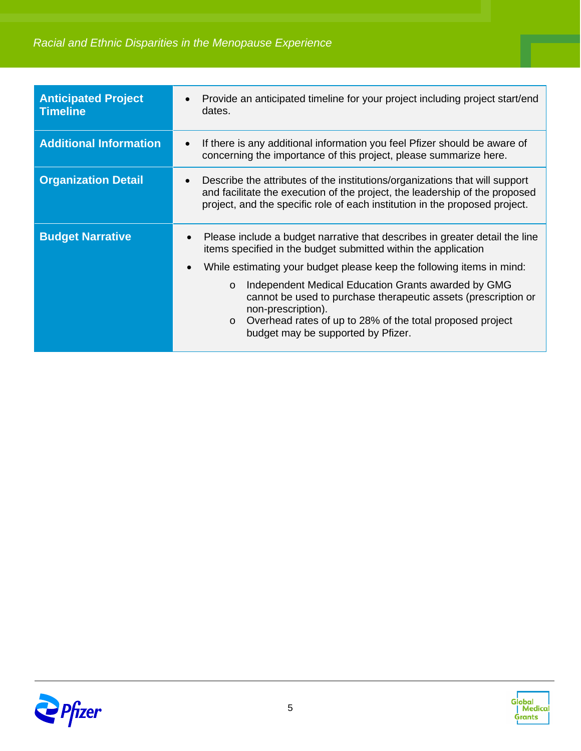| | |
|---|---|
| **Anticipated Project Timeline** | • Provide an anticipated timeline for your project including project start/end dates. |
| **Additional Information** | • If there is any additional information you feel Pfizer should be aware of concerning the importance of this project, please summarize here. |
| **Organization Detail** | • Describe the attributes of the institutions/organizations that will support and facilitate the execution of the project, the leadership of the proposed project, and the specific role of each institution in the proposed project. |
| **Budget Narrative** | • Please include a budget narrative that describes in greater detail the line items specified in the budget submitted within the application<br>• While estimating your budget please keep the following items in mind:<br>  o Independent Medical Education Grants awarded by GMG cannot be used to purchase therapeutic assets (prescription or non-prescription).<br>  o Overhead rates of up to 28% of the total proposed project budget may be supported by Pfizer. |